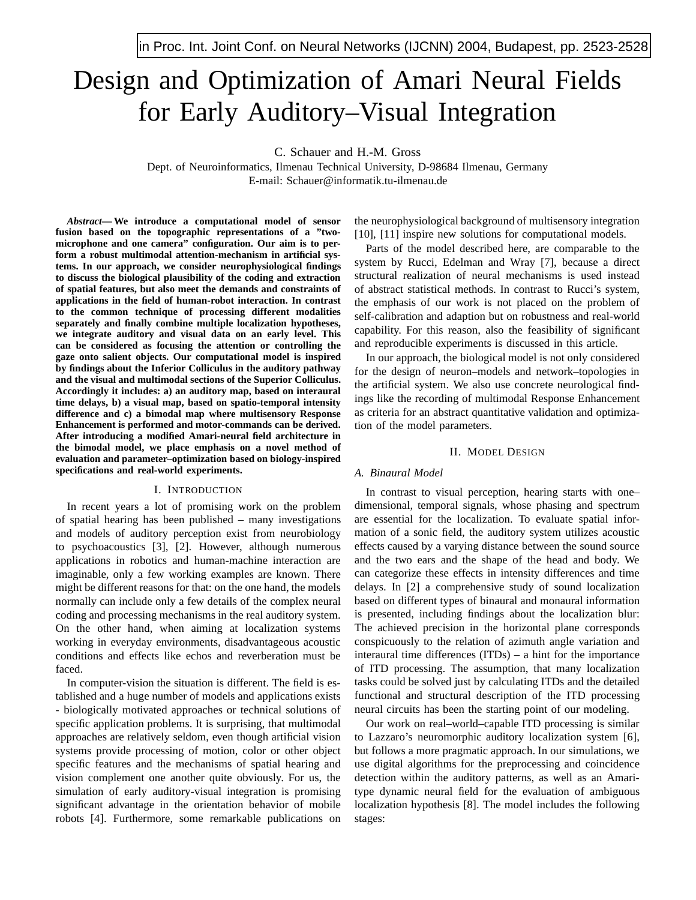in Proc. Int. Joint Conf. on Neural Networks (IJCNN) 2004, Budapest, pp. 2523-2528

# Design and Optimization of Amari Neural Fields for Early Auditory–Visual Integration

C. Schauer and H.-M. Gross
Dept. of Neuroinformatics, Ilmenau Technical University, D-98684 Ilmenau, Germany
E-mail: Schauer@informatik.tu-ilmenau.de

***Abstract*— We introduce a computational model of sensor fusion based on the topographic representations of a ”two-microphone and one camera” configuration. Our aim is to perform a robust multimodal attention-mechanism in artificial systems. In our approach, we consider neurophysiological findings to discuss the biological plausibility of the coding and extraction of spatial features, but also meet the demands and constraints of applications in the field of human-robot interaction. In contrast to the common technique of processing different modalities separately and finally combine multiple localization hypotheses, we integrate auditory and visual data on an early level. This can be considered as focusing the attention or controlling the gaze onto salient objects. Our computational model is inspired by findings about the Inferior Colliculus in the auditory pathway and the visual and multimodal sections of the Superior Colliculus. Accordingly it includes: a) an auditory map, based on interaural time delays, b) a visual map, based on spatio-temporal intensity difference and c) a bimodal map where multisensory Response Enhancement is performed and motor-commands can be derived. After introducing a modified Amari-neural field architecture in the bimodal model, we place emphasis on a novel method of evaluation and parameter–optimization based on biology-inspired specifications and real-world experiments.**

## I. Introduction

In recent years a lot of promising work on the problem of spatial hearing has been published – many investigations and models of auditory perception exist from neurobiology to psychoacoustics [3], [2]. However, although numerous applications in robotics and human-machine interaction are imaginable, only a few working examples are known. There might be different reasons for that: on the one hand, the models normally can include only a few details of the complex neural coding and processing mechanisms in the real auditory system. On the other hand, when aiming at localization systems working in everyday environments, disadvantageous acoustic conditions and effects like echos and reverberation must be faced.

In computer-vision the situation is different. The field is established and a huge number of models and applications exists - biologically motivated approaches or technical solutions of specific application problems. It is surprising, that multimodal approaches are relatively seldom, even though artificial vision systems provide processing of motion, color or other object specific features and the mechanisms of spatial hearing and vision complement one another quite obviously. For us, the simulation of early auditory-visual integration is promising significant advantage in the orientation behavior of mobile robots [4]. Furthermore, some remarkable publications on the neurophysiological background of multisensory integration [10], [11] inspire new solutions for computational models.

Parts of the model described here, are comparable to the system by Rucci, Edelman and Wray [7], because a direct structural realization of neural mechanisms is used instead of abstract statistical methods. In contrast to Rucci's system, the emphasis of our work is not placed on the problem of self-calibration and adaption but on robustness and real-world capability. For this reason, also the feasibility of significant and reproducible experiments is discussed in this article.

In our approach, the biological model is not only considered for the design of neuron–models and network–topologies in the artificial system. We also use concrete neurological findings like the recording of multimodal Response Enhancement as criteria for an abstract quantitative validation and optimization of the model parameters.

## II. Model Design

### A. Binaural Model

In contrast to visual perception, hearing starts with one–dimensional, temporal signals, whose phasing and spectrum are essential for the localization. To evaluate spatial information of a sonic field, the auditory system utilizes acoustic effects caused by a varying distance between the sound source and the two ears and the shape of the head and body. We can categorize these effects in intensity differences and time delays. In [2] a comprehensive study of sound localization based on different types of binaural and monaural information is presented, including findings about the localization blur: The achieved precision in the horizontal plane corresponds conspicuously to the relation of azimuth angle variation and interaural time differences (ITDs) – a hint for the importance of ITD processing. The assumption, that many localization tasks could be solved just by calculating ITDs and the detailed functional and structural description of the ITD processing neural circuits has been the starting point of our modeling.

Our work on real–world–capable ITD processing is similar to Lazzaro's neuromorphic auditory localization system [6], but follows a more pragmatic approach. In our simulations, we use digital algorithms for the preprocessing and coincidence detection within the auditory patterns, as well as an Amari-type dynamic neural field for the evaluation of ambiguous localization hypothesis [8]. The model includes the following stages: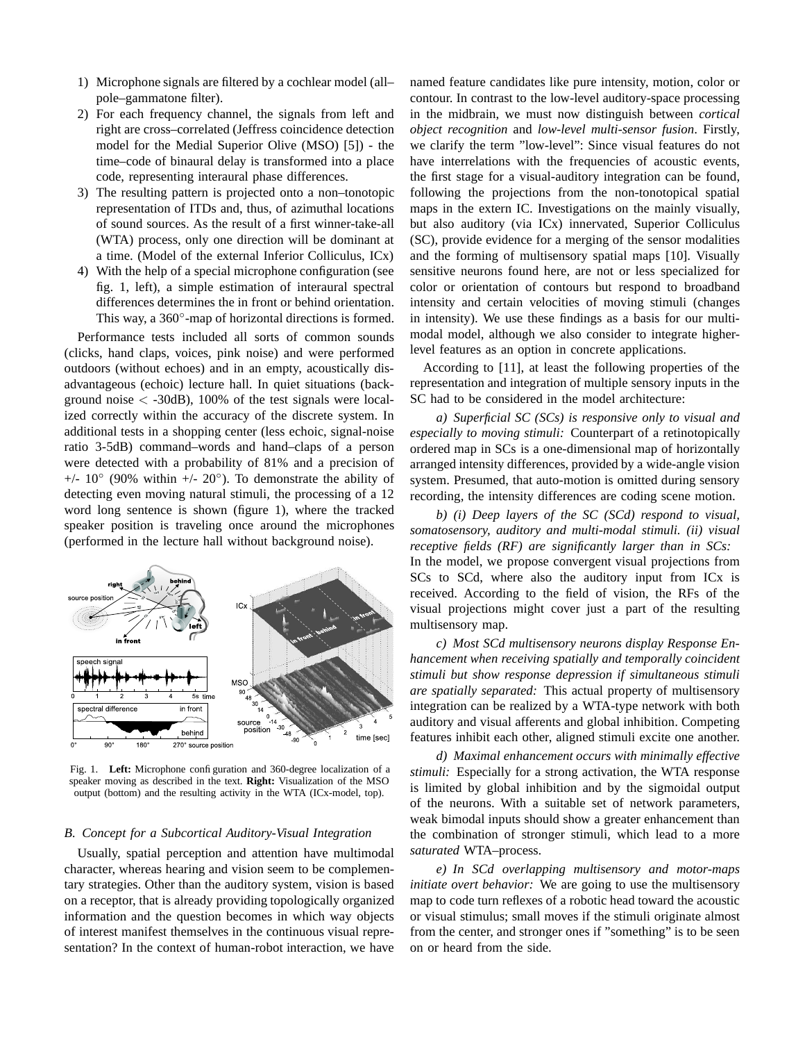1) Microphone signals are filtered by a cochlear model (all–pole–gammatone filter).
2) For each frequency channel, the signals from left and right are cross–correlated (Jeffress coincidence detection model for the Medial Superior Olive (MSO) [5]) - the time–code of binaural delay is transformed into a place code, representing interaural phase differences.
3) The resulting pattern is projected onto a non–tonotopic representation of ITDs and, thus, of azimuthal locations of sound sources. As the result of a first winner-take-all (WTA) process, only one direction will be dominant at a time. (Model of the external Inferior Colliculus, ICx)
4) With the help of a special microphone configuration (see fig. 1, left), a simple estimation of interaural spectral differences determines the in front or behind orientation. This way, a 360°-map of horizontal directions is formed.

Performance tests included all sorts of common sounds (clicks, hand claps, voices, pink noise) and were performed outdoors (without echoes) and in an empty, acoustically disadvantageous (echoic) lecture hall. In quiet situations (background noise $<$ -30dB), 100% of the test signals were localized correctly within the accuracy of the discrete system. In additional tests in a shopping center (less echoic, signal-noise ratio 3-5dB) command–words and hand–claps of a person were detected with a probability of 81% and a precision of +/- 10° (90% within +/- 20°). To demonstrate the ability of detecting even moving natural stimuli, the processing of a 12 word long sentence is shown (figure 1), where the tracked speaker position is traveling once around the microphones (performed in the lecture hall without background noise).

Fig. 1. **Left:** Microphone configuration and 360-degree localization of a speaker moving as described in the text. **Right:** Visualization of the MSO output (bottom) and the resulting activity in the WTA (ICx-model, top).

### B. Concept for a Subcortical Auditory-Visual Integration

Usually, spatial perception and attention have multimodal character, whereas hearing and vision seem to be complementary strategies. Other than the auditory system, vision is based on a receptor, that is already providing topologically organized information and the question becomes in which way objects of interest manifest themselves in the continuous visual representation? In the context of human-robot interaction, we have named feature candidates like pure intensity, motion, color or contour. In contrast to the low-level auditory-space processing in the midbrain, we must now distinguish between *cortical object recognition* and *low-level multi-sensor fusion*. Firstly, we clarify the term "low-level": Since visual features do not have interrelations with the frequencies of acoustic events, the first stage for a visual-auditory integration can be found, following the projections from the non-tonotopical spatial maps in the extern IC. Investigations on the mainly visually, but also auditory (via ICx) innervated, Superior Colliculus (SC), provide evidence for a merging of the sensor modalities and the forming of multisensory spatial maps [10]. Visually sensitive neurons found here, are not or less specialized for color or orientation of contours but respond to broadband intensity and certain velocities of moving stimuli (changes in intensity). We use these findings as a basis for our multimodal model, although we also consider to integrate higher-level features as an option in concrete applications.

According to [11], at least the following properties of the representation and integration of multiple sensory inputs in the SC had to be considered in the model architecture:

*a) Superficial SC (SCs) is responsive only to visual and especially to moving stimuli:* Counterpart of a retinotopically ordered map in SCs is a one-dimensional map of horizontally arranged intensity differences, provided by a wide-angle vision system. Presumed, that auto-motion is omitted during sensory recording, the intensity differences are coding scene motion.

*b) (i) Deep layers of the SC (SCd) respond to visual, somatosensory, auditory and multi-modal stimuli. (ii) visual receptive fields (RF) are significantly larger than in SCs:* In the model, we propose convergent visual projections from SCs to SCd, where also the auditory input from ICx is received. According to the field of vision, the RFs of the visual projections might cover just a part of the resulting multisensory map.

*c) Most SCd multisensory neurons display Response Enhancement when receiving spatially and temporally coincident stimuli but show response depression if simultaneous stimuli are spatially separated:* This actual property of multisensory integration can be realized by a WTA-type network with both auditory and visual afferents and global inhibition. Competing features inhibit each other, aligned stimuli excite one another.

*d) Maximal enhancement occurs with minimally effective stimuli:* Especially for a strong activation, the WTA response is limited by global inhibition and by the sigmoidal output of the neurons. With a suitable set of network parameters, weak bimodal inputs should show a greater enhancement than the combination of stronger stimuli, which lead to a more *saturated* WTA–process.

*e) In SCd overlapping multisensory and motor-maps initiate overt behavior:* We are going to use the multisensory map to code turn reflexes of a robotic head toward the acoustic or visual stimulus; small moves if the stimuli originate almost from the center, and stronger ones if "something" is to be seen on or heard from the side.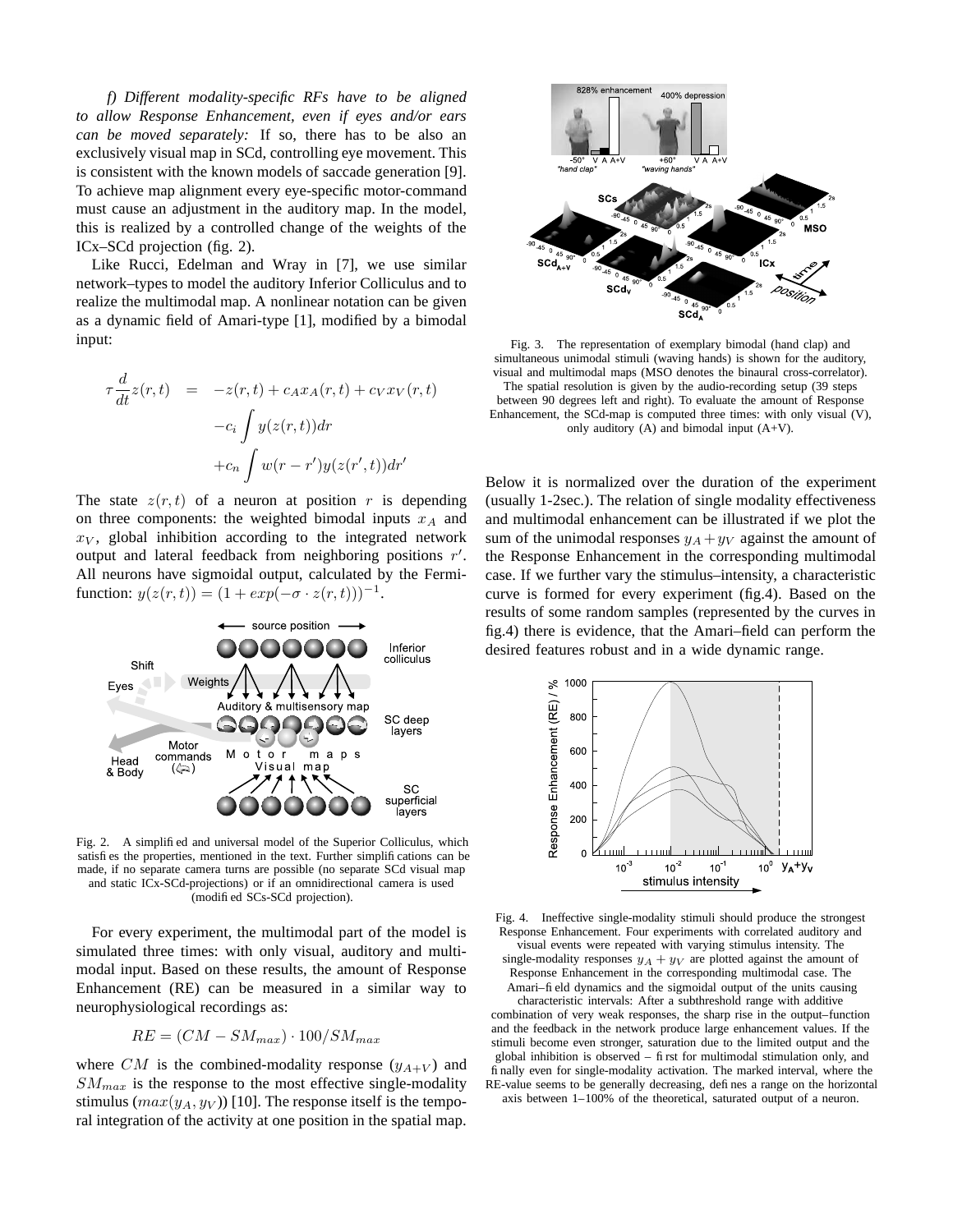*f) Different modality-specific RFs have to be aligned to allow Response Enhancement, even if eyes and/or ears can be moved separately:* If so, there has to be also an exclusively visual map in SCd, controlling eye movement. This is consistent with the known models of saccade generation [9]. To achieve map alignment every eye-specific motor-command must cause an adjustment in the auditory map. In the model, this is realized by a controlled change of the weights of the ICx–SCd projection (fig. 2).

Like Rucci, Edelman and Wray in [7], we use similar network–types to model the auditory Inferior Colliculus and to realize the multimodal map. A nonlinear notation can be given as a dynamic field of Amari-type [1], modified by a bimodal input:

$$
\begin{aligned}
\tau \frac{d}{dt} z(r,t) &= -z(r,t) + c_A x_A(r,t) + c_V x_V(r,t) \\
&\quad -c_i \int y(z(r,t)) dr \\
&\quad +c_n \int w(r - r') y(z(r',t)) dr'
\end{aligned}
$$

The state $z(r,t)$ of a neuron at position $r$ is depending on three components: the weighted bimodal inputs $x_A$ and $x_V$, global inhibition according to the integrated network output and lateral feedback from neighboring positions $r'$. All neurons have sigmoidal output, calculated by the Fermi-function: $y(z(r,t)) = (1 + exp(-\sigma \cdot z(r,t)))^{-1}$.

Fig. 2. A simplified and universal model of the Superior Colliculus, which satisfies the properties, mentioned in the text. Further simplifications can be made, if no separate camera turns are possible (no separate SCd visual map and static ICx-SCd-projections) or if an omnidirectional camera is used (modified SCs-SCd projection).

For every experiment, the multimodal part of the model is simulated three times: with only visual, auditory and multimodal input. Based on these results, the amount of Response Enhancement (RE) can be measured in a similar way to neurophysiological recordings as:

$$
RE = (CM - SM_{max}) \cdot 100 / SM_{max}
$$

where $CM$ is the combined-modality response ($y_{A+V}$) and $SM_{max}$ is the response to the most effective single-modality stimulus ($max(y_A, y_V)$) [10]. The response itself is the temporal integration of the activity at one position in the spatial map.

Fig. 3. The representation of exemplary bimodal (hand clap) and simultaneous unimodal stimuli (waving hands) is shown for the auditory, visual and multimodal maps (MSO denotes the binaural cross-correlator). The spatial resolution is given by the audio-recording setup (39 steps between 90 degrees left and right). To evaluate the amount of Response Enhancement, the SCd-map is computed three times: with only visual (V), only auditory (A) and bimodal input (A+V).

Below it is normalized over the duration of the experiment (usually 1-2sec.). The relation of single modality effectiveness and multimodal enhancement can be illustrated if we plot the sum of the unimodal responses $y_A + y_V$ against the amount of the Response Enhancement in the corresponding multimodal case. If we further vary the stimulus–intensity, a characteristic curve is formed for every experiment (fig.4). Based on the results of some random samples (represented by the curves in fig.4) there is evidence, that the Amari–field can perform the desired features robust and in a wide dynamic range.

Fig. 4. Ineffective single-modality stimuli should produce the strongest Response Enhancement. Four experiments with correlated auditory and visual events were repeated with varying stimulus intensity. The single-modality responses $y_A + y_V$ are plotted against the amount of Response Enhancement in the corresponding multimodal case. The Amari–field dynamics and the sigmoidal output of the units causing characteristic intervals: After a subthreshold range with additive combination of very weak responses, the sharp rise in the output–function and the feedback in the network produce large enhancement values. If the stimuli become even stronger, saturation due to the limited output and the global inhibition is observed – first for multimodal stimulation only, and finally even for single-modality activation. The marked interval, where the RE-value seems to be generally decreasing, defines a range on the horizontal axis between 1–100% of the theoretical, saturated output of a neuron.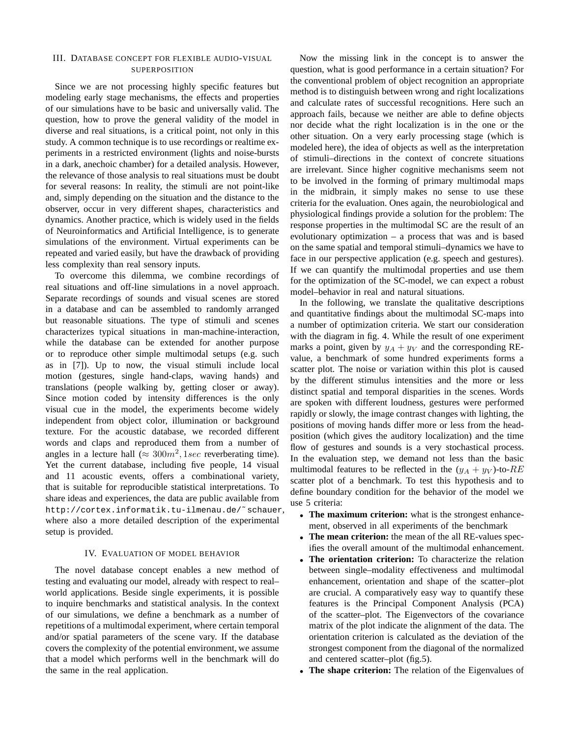## III. Database concept for flexible audio-visual superposition

Since we are not processing highly specific features but modeling early stage mechanisms, the effects and properties of our simulations have to be basic and universally valid. The question, how to prove the general validity of the model in diverse and real situations, is a critical point, not only in this study. A common technique is to use recordings or realtime experiments in a restricted environment (lights and noise-bursts in a dark, anechoic chamber) for a detailed analysis. However, the relevance of those analysis to real situations must be doubt for several reasons: In reality, the stimuli are not point-like and, simply depending on the situation and the distance to the observer, occur in very different shapes, characteristics and dynamics. Another practice, which is widely used in the fields of Neuroinformatics and Artificial Intelligence, is to generate simulations of the environment. Virtual experiments can be repeated and varied easily, but have the drawback of providing less complexity than real sensory inputs.

To overcome this dilemma, we combine recordings of real situations and off-line simulations in a novel approach. Separate recordings of sounds and visual scenes are stored in a database and can be assembled to randomly arranged but reasonable situations. The type of stimuli and scenes characterizes typical situations in man-machine-interaction, while the database can be extended for another purpose or to reproduce other simple multimodal setups (e.g. such as in [7]). Up to now, the visual stimuli include local motion (gestures, single hand-claps, waving hands) and translations (people walking by, getting closer or away). Since motion coded by intensity differences is the only visual cue in the model, the experiments become widely independent from object color, illumination or background texture. For the acoustic database, we recorded different words and claps and reproduced them from a number of angles in a lecture hall ($\approx 300m^2, 1sec$ reverberating time). Yet the current database, including five people, 14 visual and 11 acoustic events, offers a combinational variety, that is suitable for reproducible statistical interpretations. To share ideas and experiences, the data are public available from `http://cortex.informatik.tu-ilmenau.de/~schauer`, where also a more detailed description of the experimental setup is provided.

## IV. Evaluation of model behavior

The novel database concept enables a new method of testing and evaluating our model, already with respect to real–world applications. Beside single experiments, it is possible to inquire benchmarks and statistical analysis. In the context of our simulations, we define a benchmark as a number of repetitions of a multimodal experiment, where certain temporal and/or spatial parameters of the scene vary. If the database covers the complexity of the potential environment, we assume that a model which performs well in the benchmark will do the same in the real application.

Now the missing link in the concept is to answer the question, what is good performance in a certain situation? For the conventional problem of object recognition an appropriate method is to distinguish between wrong and right localizations and calculate rates of successful recognitions. Here such an approach fails, because we neither are able to define objects nor decide what the right localization is in the one or the other situation. On a very early processing stage (which is modeled here), the idea of objects as well as the interpretation of stimuli–directions in the context of concrete situations are irrelevant. Since higher cognitive mechanisms seem not to be involved in the forming of primary multimodal maps in the midbrain, it simply makes no sense to use these criteria for the evaluation. Ones again, the neurobiological and physiological findings provide a solution for the problem: The response properties in the multimodal SC are the result of an evolutionary optimization – a process that was and is based on the same spatial and temporal stimuli–dynamics we have to face in our perspective application (e.g. speech and gestures). If we can quantify the multimodal properties and use them for the optimization of the SC-model, we can expect a robust model–behavior in real and natural situations.

In the following, we translate the qualitative descriptions and quantitative findings about the multimodal SC-maps into a number of optimization criteria. We start our consideration with the diagram in fig. 4. While the result of one experiment marks a point, given by $y_A + y_V$ and the corresponding RE-value, a benchmark of some hundred experiments forms a scatter plot. The noise or variation within this plot is caused by the different stimulus intensities and the more or less distinct spatial and temporal disparities in the scenes. Words are spoken with different loudness, gestures were performed rapidly or slowly, the image contrast changes with lighting, the positions of moving hands differ more or less from the head-position (which gives the auditory localization) and the time flow of gestures and sounds is a very stochastical process. In the evaluation step, we demand not less than the basic multimodal features to be reflected in the $(y_A + y_V)$-to-$RE$ scatter plot of a benchmark. To test this hypothesis and to define boundary condition for the behavior of the model we use 5 criteria:

- **The maximum criterion:** what is the strongest enhancement, observed in all experiments of the benchmark
- **The mean criterion:** the mean of the all RE-values specifies the overall amount of the multimodal enhancement.
- **The orientation criterion:** To characterize the relation between single–modality effectiveness and multimodal enhancement, orientation and shape of the scatter–plot are crucial. A comparatively easy way to quantify these features is the Principal Component Analysis (PCA) of the scatter–plot. The Eigenvectors of the covariance matrix of the plot indicate the alignment of the data. The orientation criterion is calculated as the deviation of the strongest component from the diagonal of the normalized and centered scatter–plot (fig.5).
- **The shape criterion:** The relation of the Eigenvalues of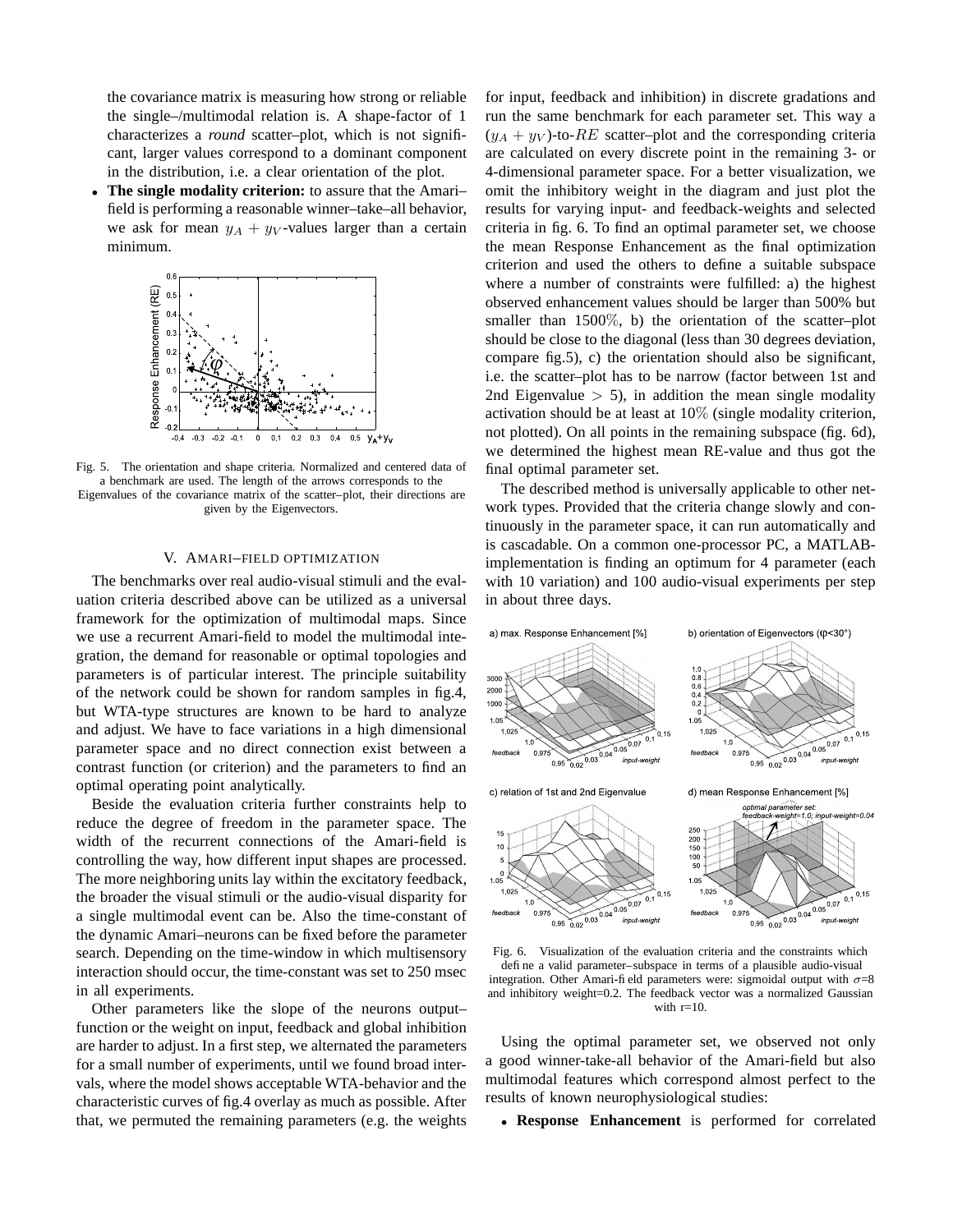the covariance matrix is measuring how strong or reliable the single–/multimodal relation is. A shape-factor of 1 characterizes a *round* scatter–plot, which is not significant, larger values correspond to a dominant component in the distribution, i.e. a clear orientation of the plot.

- **The single modality criterion:** to assure that the Amari–field is performing a reasonable winner–take–all behavior, we ask for mean $y_A + y_V$-values larger than a certain minimum.

Fig. 5. The orientation and shape criteria. Normalized and centered data of a benchmark are used. The length of the arrows corresponds to the Eigenvalues of the covariance matrix of the scatter–plot, their directions are given by the Eigenvectors.

## V. Amari–field optimization

The benchmarks over real audio-visual stimuli and the evaluation criteria described above can be utilized as a universal framework for the optimization of multimodal maps. Since we use a recurrent Amari-field to model the multimodal integration, the demand for reasonable or optimal topologies and parameters is of particular interest. The principle suitability of the network could be shown for random samples in fig.4, but WTA-type structures are known to be hard to analyze and adjust. We have to face variations in a high dimensional parameter space and no direct connection exist between a contrast function (or criterion) and the parameters to find an optimal operating point analytically.

Beside the evaluation criteria further constraints help to reduce the degree of freedom in the parameter space. The width of the recurrent connections of the Amari-field is controlling the way, how different input shapes are processed. The more neighboring units lay within the excitatory feedback, the broader the visual stimuli or the audio-visual disparity for a single multimodal event can be. Also the time-constant of the dynamic Amari–neurons can be fixed before the parameter search. Depending on the time-window in which multisensory interaction should occur, the time-constant was set to 250 msec in all experiments.

Other parameters like the slope of the neurons output–function or the weight on input, feedback and global inhibition are harder to adjust. In a first step, we alternated the parameters for a small number of experiments, until we found broad intervals, where the model shows acceptable WTA-behavior and the characteristic curves of fig.4 overlay as much as possible. After that, we permuted the remaining parameters (e.g. the weights for input, feedback and inhibition) in discrete gradations and run the same benchmark for each parameter set. This way a $(y_A + y_V)$-to-$RE$ scatter–plot and the corresponding criteria are calculated on every discrete point in the remaining 3- or 4-dimensional parameter space. For a better visualization, we omit the inhibitory weight in the diagram and just plot the results for varying input- and feedback-weights and selected criteria in fig. 6. To find an optimal parameter set, we choose the mean Response Enhancement as the final optimization criterion and used the others to define a suitable subspace where a number of constraints were fulfilled: a) the highest observed enhancement values should be larger than 500% but smaller than 1500%, b) the orientation of the scatter–plot should be close to the diagonal (less than 30 degrees deviation, compare fig.5), c) the orientation should also be significant, i.e. the scatter–plot has to be narrow (factor between 1st and 2nd Eigenvalue $> 5$), in addition the mean single modality activation should be at least at 10% (single modality criterion, not plotted). On all points in the remaining subspace (fig. 6d), we determined the highest mean RE-value and thus got the final optimal parameter set.

The described method is universally applicable to other network types. Provided that the criteria change slowly and continuously in the parameter space, it can run automatically and is cascadable. On a common one-processor PC, a MATLAB-implementation is finding an optimum for 4 parameter (each with 10 variation) and 100 audio-visual experiments per step in about three days.

Fig. 6. Visualization of the evaluation criteria and the constraints which define a valid parameter–subspace in terms of a plausible audio-visual integration. Other Amari-field parameters were: sigmoidal output with $\sigma$=8 and inhibitory weight=0.2. The feedback vector was a normalized Gaussian with r=10.

Using the optimal parameter set, we observed not only a good winner-take-all behavior of the Amari-field but also multimodal features which correspond almost perfect to the results of known neurophysiological studies:

- **Response Enhancement** is performed for correlated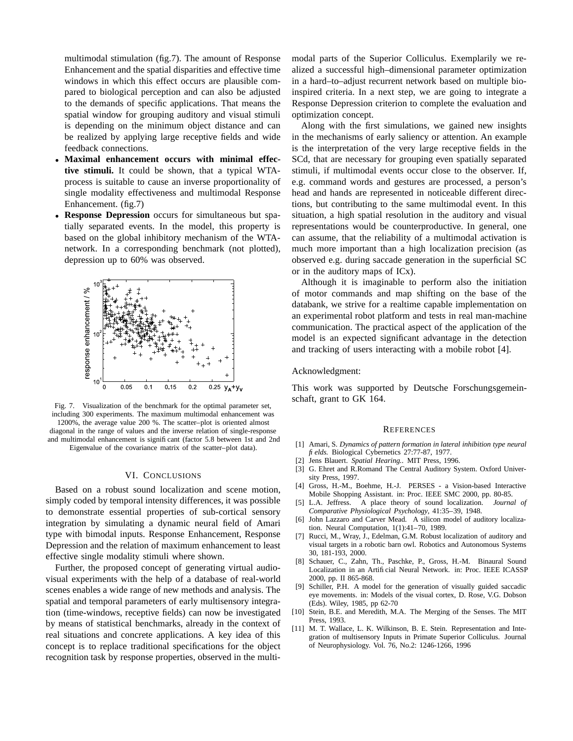multimodal stimulation (fig.7). The amount of Response Enhancement and the spatial disparities and effective time windows in which this effect occurs are plausible compared to biological perception and can also be adjusted to the demands of specific applications. That means the spatial window for grouping auditory and visual stimuli is depending on the minimum object distance and can be realized by applying large receptive fields and wide feedback connections.

- **Maximal enhancement occurs with minimal effective stimuli.** It could be shown, that a typical WTA-process is suitable to cause an inverse proportionality of single modality effectiveness and multimodal Response Enhancement. (fig.7)
- **Response Depression** occurs for simultaneous but spatially separated events. In the model, this property is based on the global inhibitory mechanism of the WTA-network. In a corresponding benchmark (not plotted), depression up to 60% was observed.

response enhancement / %

$10^3$

$10^2$

$10^1$

0 0.05 0.1 0.15 0.2 0.25 $y_A+y_V$

Fig. 7. Visualization of the benchmark for the optimal parameter set, including 300 experiments. The maximum multimodal enhancement was 1200%, the average value 200 %. The scatter–plot is oriented almost diagonal in the range of values and the inverse relation of single-response and multimodal enhancement is significant (factor 5.8 between 1st and 2nd Eigenvalue of the covariance matrix of the scatter–plot data).

## VI. Conclusions

Based on a robust sound localization and scene motion, simply coded by temporal intensity differences, it was possible to demonstrate essential properties of sub-cortical sensory integration by simulating a dynamic neural field of Amari type with bimodal inputs. Response Enhancement, Response Depression and the relation of maximum enhancement to least effective single modality stimuli where shown.

Further, the proposed concept of generating virtual audio-visual experiments with the help of a database of real-world scenes enables a wide range of new methods and analysis. The spatial and temporal parameters of early multisensory integration (time-windows, receptive fields) can now be investigated by means of statistical benchmarks, already in the context of real situations and concrete applications. A key idea of this concept is to replace traditional specifications for the object recognition task by response properties, observed in the multimodal parts of the Superior Colliculus. Exemplarily we realized a successful high–dimensional parameter optimization in a hard–to–adjust recurrent network based on multiple bio-inspired criteria. In a next step, we are going to integrate a Response Depression criterion to complete the evaluation and optimization concept.

Along with the first simulations, we gained new insights in the mechanisms of early saliency or attention. An example is the interpretation of the very large receptive fields in the SCd, that are necessary for grouping even spatially separated stimuli, if multimodal events occur close to the observer. If, e.g. command words and gestures are processed, a person's head and hands are represented in noticeable different directions, but contributing to the same multimodal event. In this situation, a high spatial resolution in the auditory and visual representations would be counterproductive. In general, one can assume, that the reliability of a multimodal activation is much more important than a high localization precision (as observed e.g. during saccade generation in the superficial SC or in the auditory maps of ICx).

Although it is imaginable to perform also the initiation of motor commands and map shifting on the base of the databank, we strive for a realtime capable implementation on an experimental robot platform and tests in real man-machine communication. The practical aspect of the application of the model is an expected significant advantage in the detection and tracking of users interacting with a mobile robot [4].

Acknowledgment:

This work was supported by Deutsche Forschungsgemeinschaft, grant to GK 164.

## References

[1] Amari, S. *Dynamics of pattern formation in lateral inhibition type neural fields.* Biological Cybernetics 27:77-87, 1977.

[2] Jens Blauert. *Spatial Hearing..* MIT Press, 1996.

[3] G. Ehret and R.Romand The Central Auditory System. Oxford University Press, 1997.

[4] Gross, H.-M., Boehme, H.-J. PERSES - a Vision-based Interactive Mobile Shopping Assistant. in: Proc. IEEE SMC 2000, pp. 80-85.

[5] L.A. Jeffress. A place theory of sound localization. *Journal of Comparative Physiological Psychology*, 41:35–39, 1948.

[6] John Lazzaro and Carver Mead. A silicon model of auditory localization. Neural Computation, 1(1):41–70, 1989.

[7] Rucci, M., Wray, J., Edelman, G.M. Robust localization of auditory and visual targets in a robotic barn owl. Robotics and Autonomous Systems 30, 181-193, 2000.

[8] Schauer, C., Zahn, Th., Paschke, P., Gross, H.-M. Binaural Sound Localization in an Artificial Neural Network. in: Proc. IEEE ICASSP 2000, pp. II 865-868.

[9] Schiller, P.H. A model for the generation of visually guided saccadic eye movements. in: Models of the visual cortex, D. Rose, V.G. Dobson (Eds). Wiley, 1985, pp 62-70

[10] Stein, B.E. and Meredith, M.A. The Merging of the Senses. The MIT Press, 1993.

[11] M. T. Wallace, L. K. Wilkinson, B. E. Stein. Representation and Integration of multisensory Inputs in Primate Superior Colliculus. Journal of Neurophysiology. Vol. 76, No.2: 1246-1266, 1996